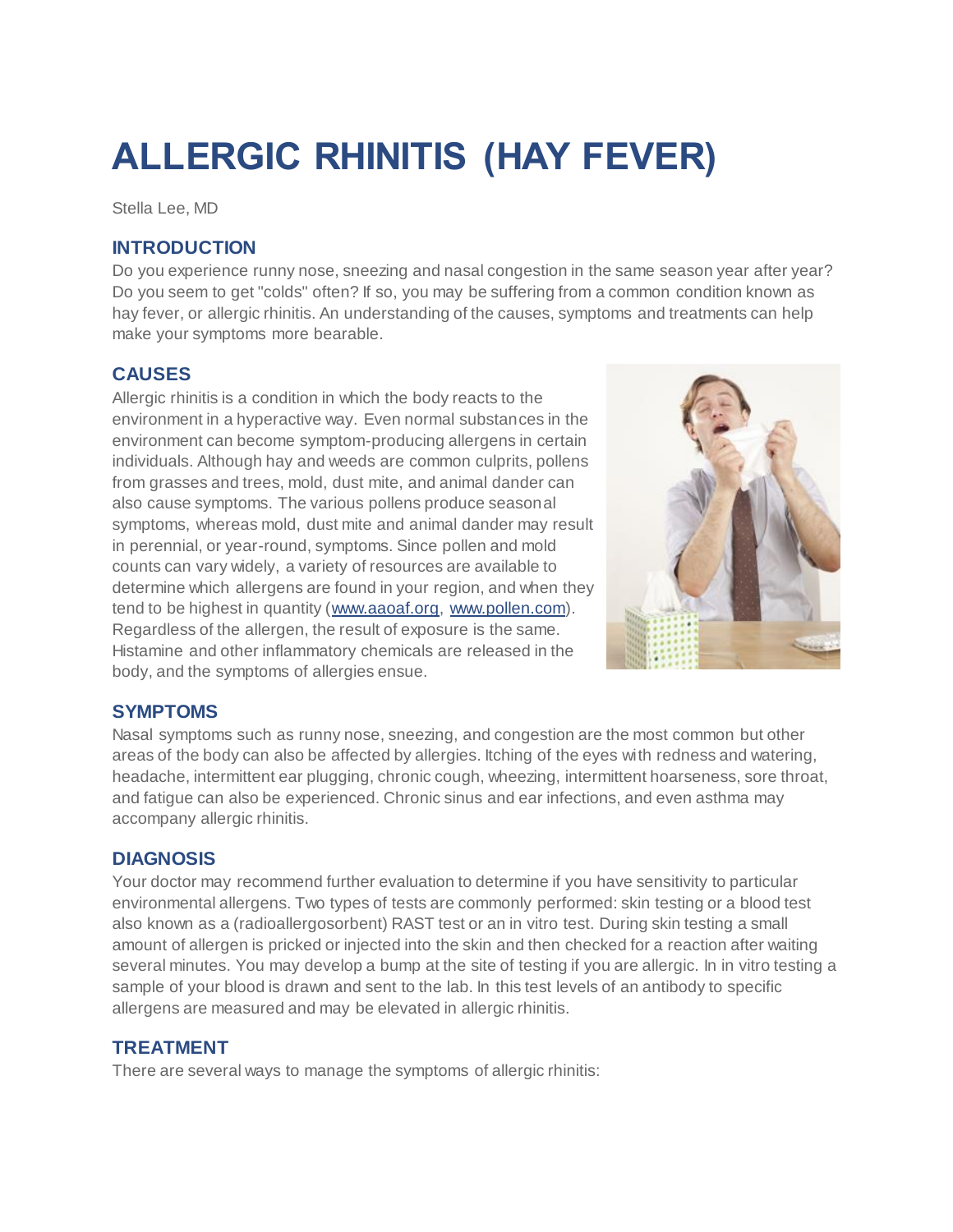# ALLERGIC RHINITIS (HAY FEVER)

Stella Lee, MD

## INTRODUCTION

Do you experience runny nose, sneezing and nasal congestion in the same season year after year? Do you seem to get "colds" often? If so, you may be suffering from a common condition known as hay fever, or allergic rhinitis. An understanding of the causes, symptoms and treatments can help make your symptoms more bearable.

## CAUSES

Allergic rhinitis is a condition in which the body reacts to the environment in a hyperactive way. Even normal substances in the environment can become symptom-producing allergens in certain individuals. Although hay and weeds are common culprits, pollens from grasses and trees, mold, dust mite, and animal dander can also cause symptoms. The various pollens produce seasonal symptoms, whereas mold, dust mite and animal dander may result in perennial, or year-round, symptoms. Since pollen and mold counts can vary widely, a variety of resources are available to determine which allergens are found in your region, and when they tend to be highest in quantity (www.aaoaf.org, www.pollen.com). Regardless of the allergen, the result of exposure is the same. Histamine and other inflammatory chemicals are released in the body, and the symptoms of allergies ensue.

## SYMPTOMS

Nasal symptoms such as runny nose, sneezing, and congestion are the most common but other areas of the body can also be affected by allergies. Itching of the eyes with redness and watering, headache, intermittent ear plugging, chronic cough, wheezing, intermittent hoarseness, sore throat, and fatigue can also be experienced. Chronic sinus and ear infections, and even asthma may accompany allergic rhinitis.

## DIAGNOSIS

Your doctor may recommend further evaluation to determine if you have sensitivity to particular environmental allergens. Two types of tests are commonly performed: skin testing or a blood test also known as a (radioallergosorbent) RAST test or an in vitro test. During skin testing a small amount of allergen is pricked or injected into the skin and then checked for a reaction after waiting several minutes. You may develop a bump at the site of testing if you are allergic. In in vitro testing a sample of your blood is drawn and sent to the lab. In this test levels of an antibody to specific allergens are measured and may be elevated in allergic rhinitis.

## TREATMENT

There are several ways to manage the symptoms of allergic rhinitis: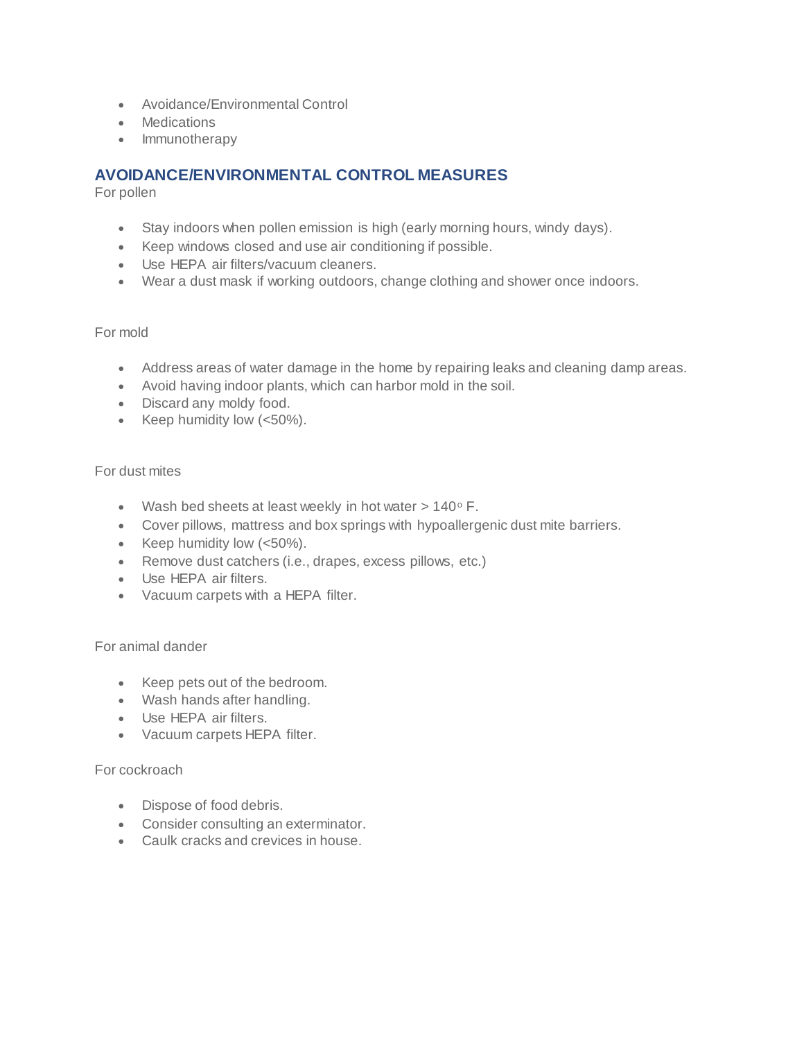- Avoidance/Environmental Control
- Medications
- Immunotherapy

## AVOIDANCE/ENVIRONMENTAL CONTROL MEASURES

For pollen

- Stay indoors when pollen emission is high (early morning hours, windy days).
- Keep windows closed and use air conditioning if possible.
- Use HEPA air filters/vacuum cleaners.
- Wear a dust mask if working outdoors, change clothing and shower once indoors.

For mold

- Address areas of water damage in the home by repairing leaks and cleaning damp areas.
- Avoid having indoor plants, which can harbor mold in the soil.
- Discard any moldy food.
- Keep humidity low (<50%).

For dust mites

- Wash bed sheets at least weekly in hot water > 140$^{o}$ F.
- Cover pillows, mattress and box springs with hypoallergenic dust mite barriers.
- Keep humidity low (<50%).
- Remove dust catchers (i.e., drapes, excess pillows, etc.)
- Use HEPA air filters.
- Vacuum carpets with a HEPA filter.

For animal dander

- Keep pets out of the bedroom.
- Wash hands after handling.
- Use HEPA air filters.
- Vacuum carpets HEPA filter.

For cockroach

- Dispose of food debris.
- Consider consulting an exterminator.
- Caulk cracks and crevices in house.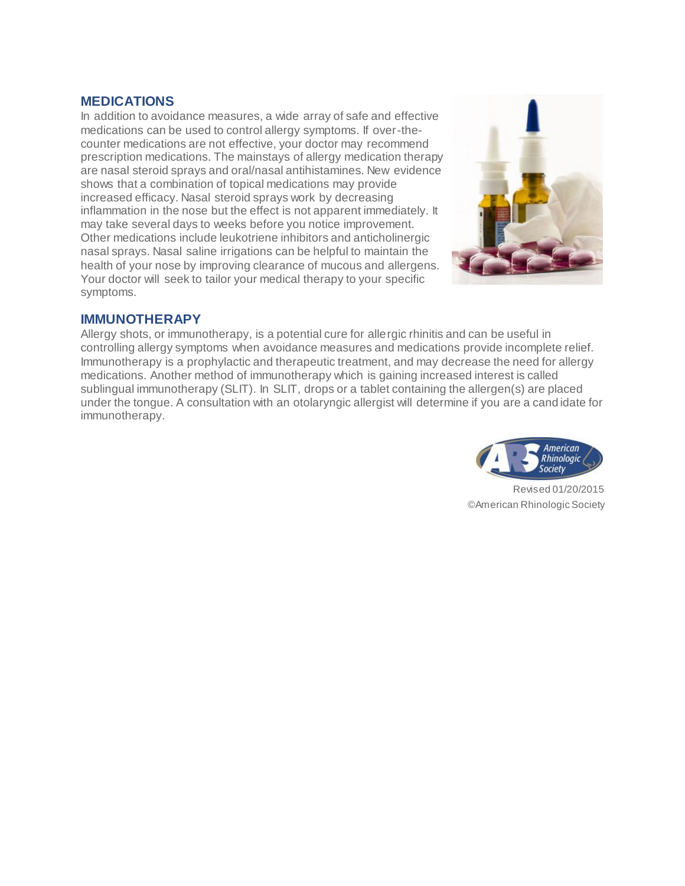## MEDICATIONS

In addition to avoidance measures, a wide array of safe and effective medications can be used to control allergy symptoms. If over-the-counter medications are not effective, your doctor may recommend prescription medications. The mainstays of allergy medication therapy are nasal steroid sprays and oral/nasal antihistamines. New evidence shows that a combination of topical medications may provide increased efficacy. Nasal steroid sprays work by decreasing inflammation in the nose but the effect is not apparent immediately. It may take several days to weeks before you notice improvement. Other medications include leukotriene inhibitors and anticholinergic nasal sprays. Nasal saline irrigations can be helpful to maintain the health of your nose by improving clearance of mucous and allergens. Your doctor will seek to tailor your medical therapy to your specific symptoms.

## IMMUNOTHERAPY

Allergy shots, or immunotherapy, is a potential cure for allergic rhinitis and can be useful in controlling allergy symptoms when avoidance measures and medications provide incomplete relief. Immunotherapy is a prophylactic and therapeutic treatment, and may decrease the need for allergy medications. Another method of immunotherapy which is gaining increased interest is called sublingual immunotherapy (SLIT). In SLIT, drops or a tablet containing the allergen(s) are placed under the tongue. A consultation with an otolaryngic allergist will determine if you are a candidate for immunotherapy.

Revised 01/20/2015
©American Rhinologic Society